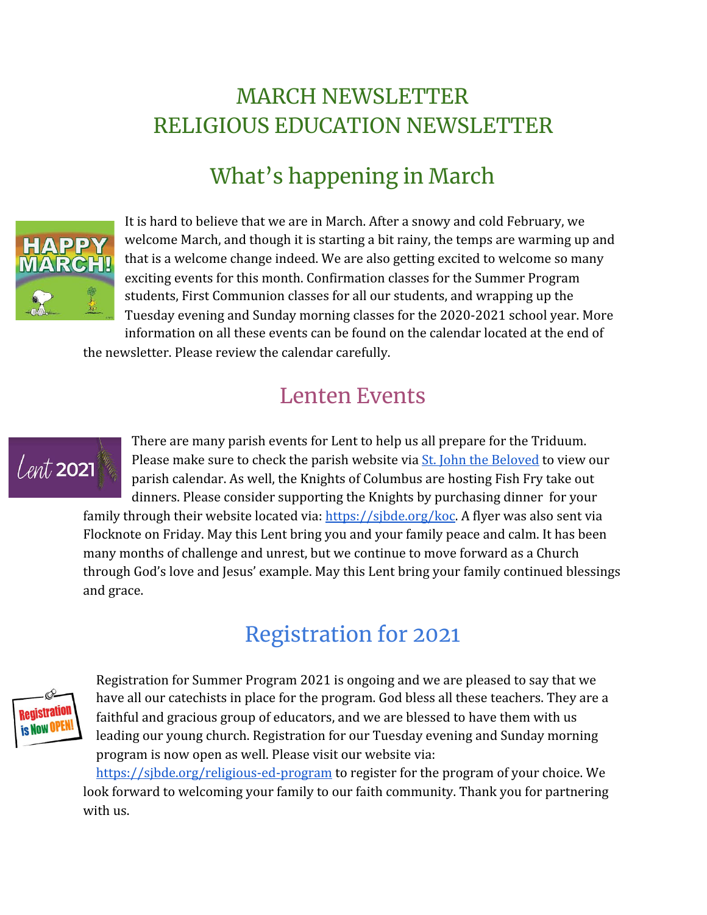# MARCH NEWSLETTER
# RELIGIOUS EDUCATION NEWSLETTER

## What's happening in March

It is hard to believe that we are in March. After a snowy and cold February, we welcome March, and though it is starting a bit rainy, the temps are warming up and that is a welcome change indeed. We are also getting excited to welcome so many exciting events for this month. Confirmation classes for the Summer Program students, First Communion classes for all our students, and wrapping up the Tuesday evening and Sunday morning classes for the 2020-2021 school year. More information on all these events can be found on the calendar located at the end of the newsletter. Please review the calendar carefully.

## Lenten Events

There are many parish events for Lent to help us all prepare for the Triduum. Please make sure to check the parish website via [St. John the Beloved]() to view our parish calendar. As well, the Knights of Columbus are hosting Fish Fry take out dinners. Please consider supporting the Knights by purchasing dinner for your family through their website located via: [https://sjbde.org/koc](https://sjbde.org/koc). A flyer was also sent via Flocknote on Friday. May this Lent bring you and your family peace and calm. It has been many months of challenge and unrest, but we continue to move forward as a Church through God's love and Jesus' example. May this Lent bring your family continued blessings and grace.

## Registration for 2021

Registration for Summer Program 2021 is ongoing and we are pleased to say that we have all our catechists in place for the program. God bless all these teachers. They are a faithful and gracious group of educators, and we are blessed to have them with us leading our young church. Registration for our Tuesday evening and Sunday morning program is now open as well. Please visit our website via: [https://sjbde.org/religious-ed-program](https://sjbde.org/religious-ed-program) to register for the program of your choice. We look forward to welcoming your family to our faith community. Thank you for partnering with us.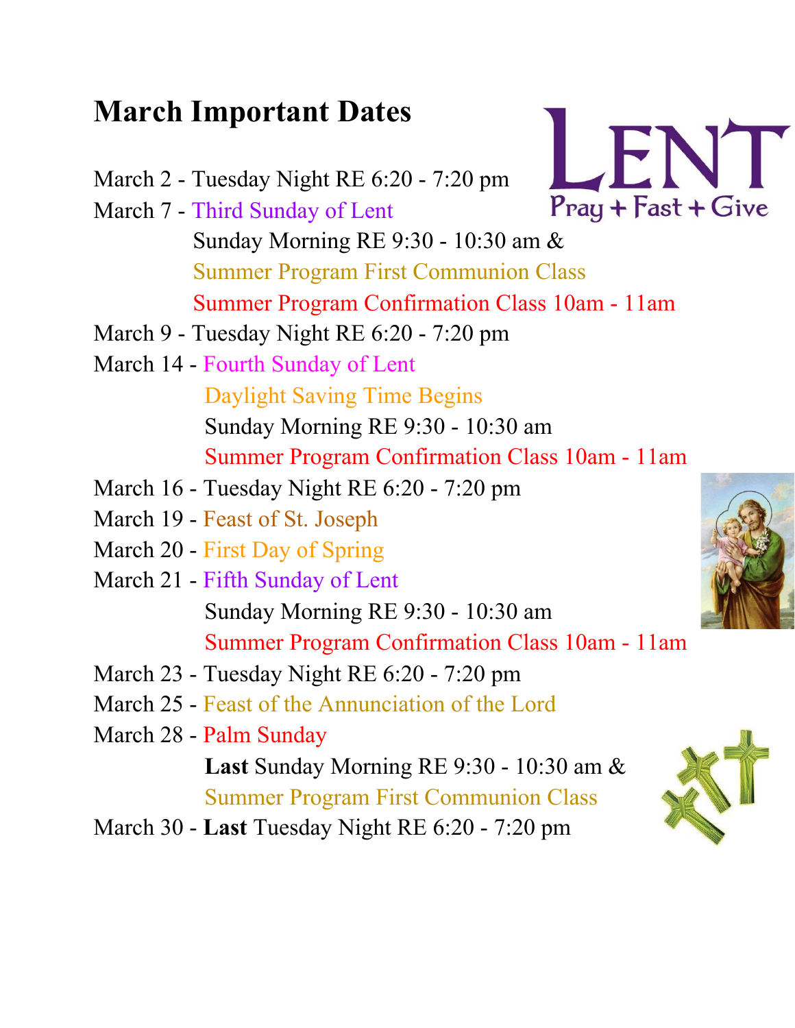# March Important Dates

March 2 - Tuesday Night RE 6:20 - 7:20 pm

March 7 - Third Sunday of Lent
Sunday Morning RE 9:30 - 10:30 am &
Summer Program First Communion Class
Summer Program Confirmation Class 10am - 11am

March 9 - Tuesday Night RE 6:20 - 7:20 pm

March 14 - Fourth Sunday of Lent
Daylight Saving Time Begins
Sunday Morning RE 9:30 - 10:30 am
Summer Program Confirmation Class 10am - 11am

March 16 - Tuesday Night RE 6:20 - 7:20 pm

March 19 - Feast of St. Joseph

March 20 - First Day of Spring

March 21 - Fifth Sunday of Lent
Sunday Morning RE 9:30 - 10:30 am
Summer Program Confirmation Class 10am - 11am

March 23 - Tuesday Night RE 6:20 - 7:20 pm

March 25 - Feast of the Annunciation of the Lord

March 28 - Palm Sunday
**Last** Sunday Morning RE 9:30 - 10:30 am &
Summer Program First Communion Class

March 30 - **Last** Tuesday Night RE 6:20 - 7:20 pm